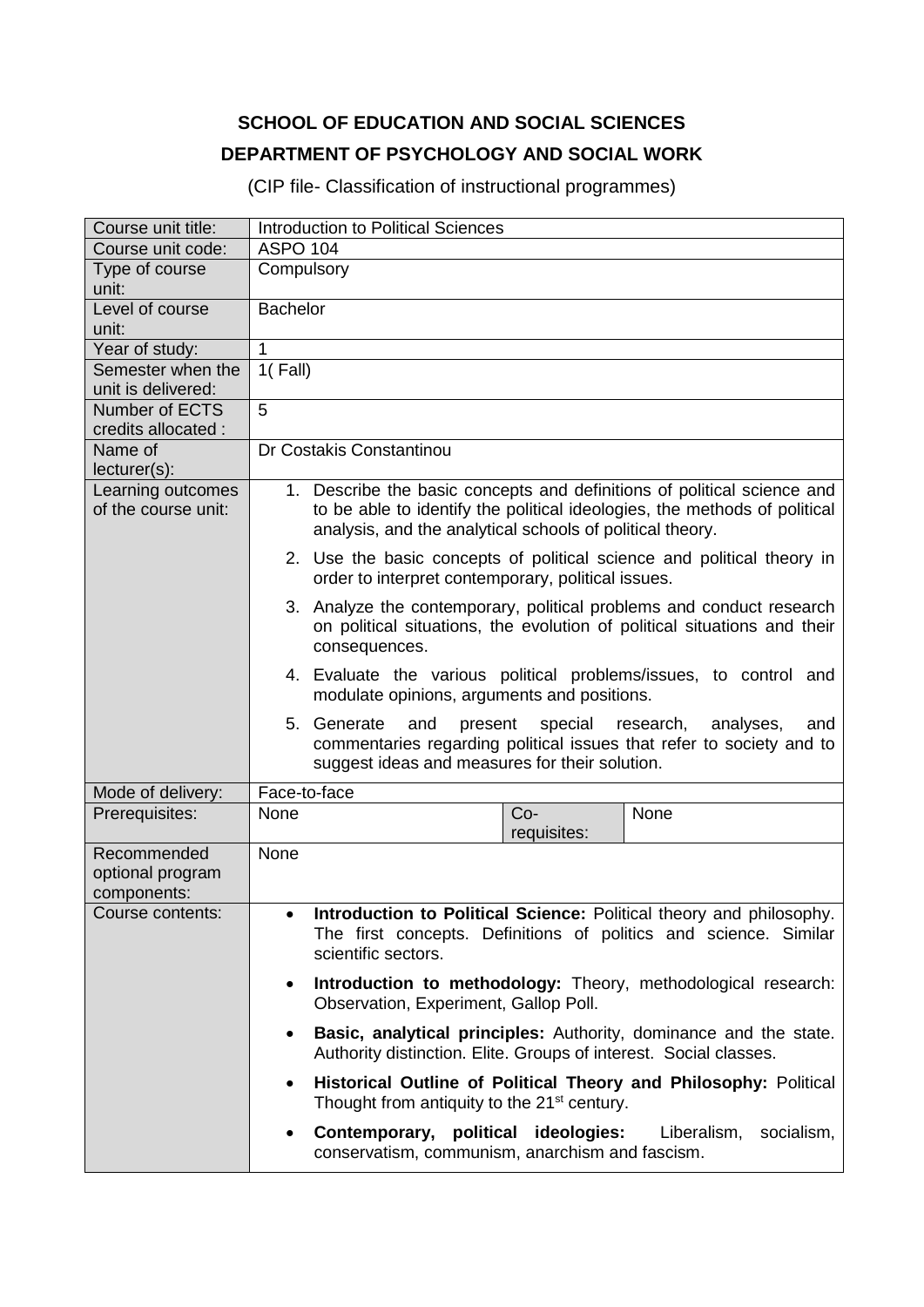# SCHOOL OF EDUCATION AND SOCIAL SCIENCES

## DEPARTMENT OF PSYCHOLOGY AND SOCIAL WORK

(CIP file- Classification of instructional programmes)

| Course unit title: | Introduction to Political Sciences | | |
|---|---|---|---|
| Course unit code: | ASPO 104 | | |
| Type of course unit: | Compulsory | | |
| Level of course unit: | Bachelor | | |
| Year of study: | 1 | | |
| Semester when the unit is delivered: | 1( Fall) | | |
| Number of ECTS credits allocated : | 5 | | |
| Name of lecturer(s): | Dr Costakis Constantinou | | |
| Learning outcomes of the course unit: | 1. Describe the basic concepts and definitions of political science and to be able to identify the political ideologies, the methods of political analysis, and the analytical schools of political theory.<br>2. Use the basic concepts of political science and political theory in order to interpret contemporary, political issues.<br>3. Analyze the contemporary, political problems and conduct research on political situations, the evolution of political situations and their consequences.<br>4. Evaluate the various political problems/issues, to control and modulate opinions, arguments and positions.<br>5. Generate and present special research, analyses, and commentaries regarding political issues that refer to society and to suggest ideas and measures for their solution. | | |
| Mode of delivery: | Face-to-face | | |
| Prerequisites: | None | Co-requisites: | None |
| Recommended optional program components: | None | | |
| Course contents: | • **Introduction to Political Science:** Political theory and philosophy. The first concepts. Definitions of politics and science. Similar scientific sectors.<br>• **Introduction to methodology:** Theory, methodological research: Observation, Experiment, Gallop Poll.<br>• **Basic, analytical principles:** Authority, dominance and the state. Authority distinction. Elite. Groups of interest. Social classes.<br>• **Historical Outline of Political Theory and Philosophy:** Political Thought from antiquity to the 21st century.<br>• **Contemporary, political ideologies:** Liberalism, socialism, conservatism, communism, anarchism and fascism. | | |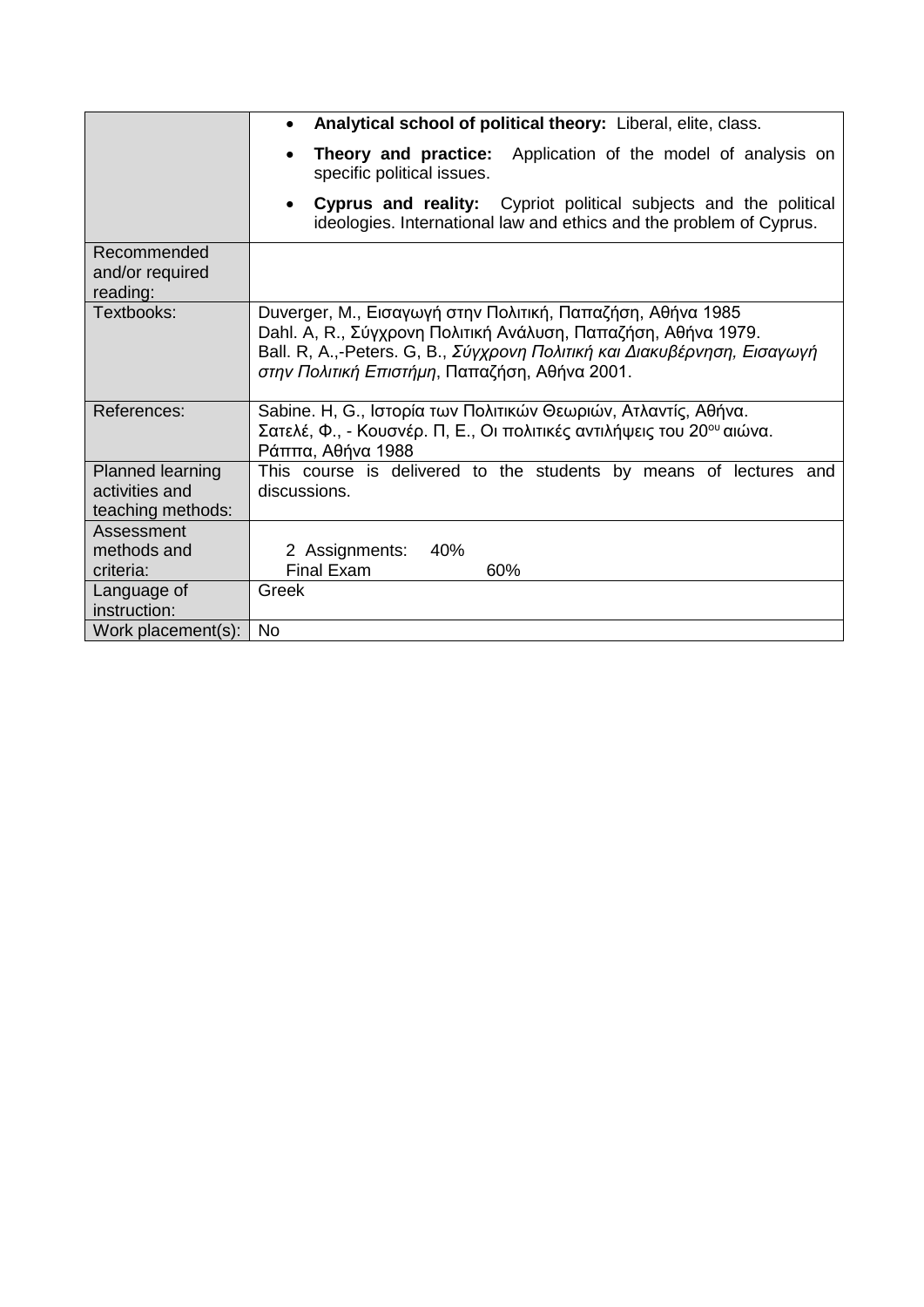| | |
|---|---|
| | • **Analytical school of political theory:** Liberal, elite, class.<br>• **Theory and practice:** Application of the model of analysis on specific political issues.<br>• **Cyprus and reality:** Cypriot political subjects and the political ideologies. International law and ethics and the problem of Cyprus. |
| Recommended and/or required reading: | |
| Textbooks: | Duverger, M., Εισαγωγή στην Πολιτική, Παπαζήση, Αθήνα 1985<br>Dahl. A, R., Σύγχρονη Πολιτική Ανάλυση, Παπαζήση, Αθήνα 1979.<br>Ball. R, A.,-Peters. G, B., *Σύγχρονη Πολιτική και Διακυβέρνηση, Εισαγωγή στην Πολιτική Επιστήμη*, Παπαζήση, Αθήνα 2001. |
| References: | Sabine. H, G., Ιστορία των Πολιτικών Θεωριών, Ατλαντίς, Αθήνα.<br>Σατελέ, Φ., - Κουσνέρ. Π, Ε., Οι πολιτικές αντιλήψεις του 20ου αιώνα. Ράππα, Αθήνα 1988 |
| Planned learning activities and teaching methods: | This course is delivered to the students by means of lectures and discussions. |
| Assessment methods and criteria: | 2 Assignments: 40%<br>Final Exam 60% |
| Language of instruction: | Greek |
| Work placement(s): | No |